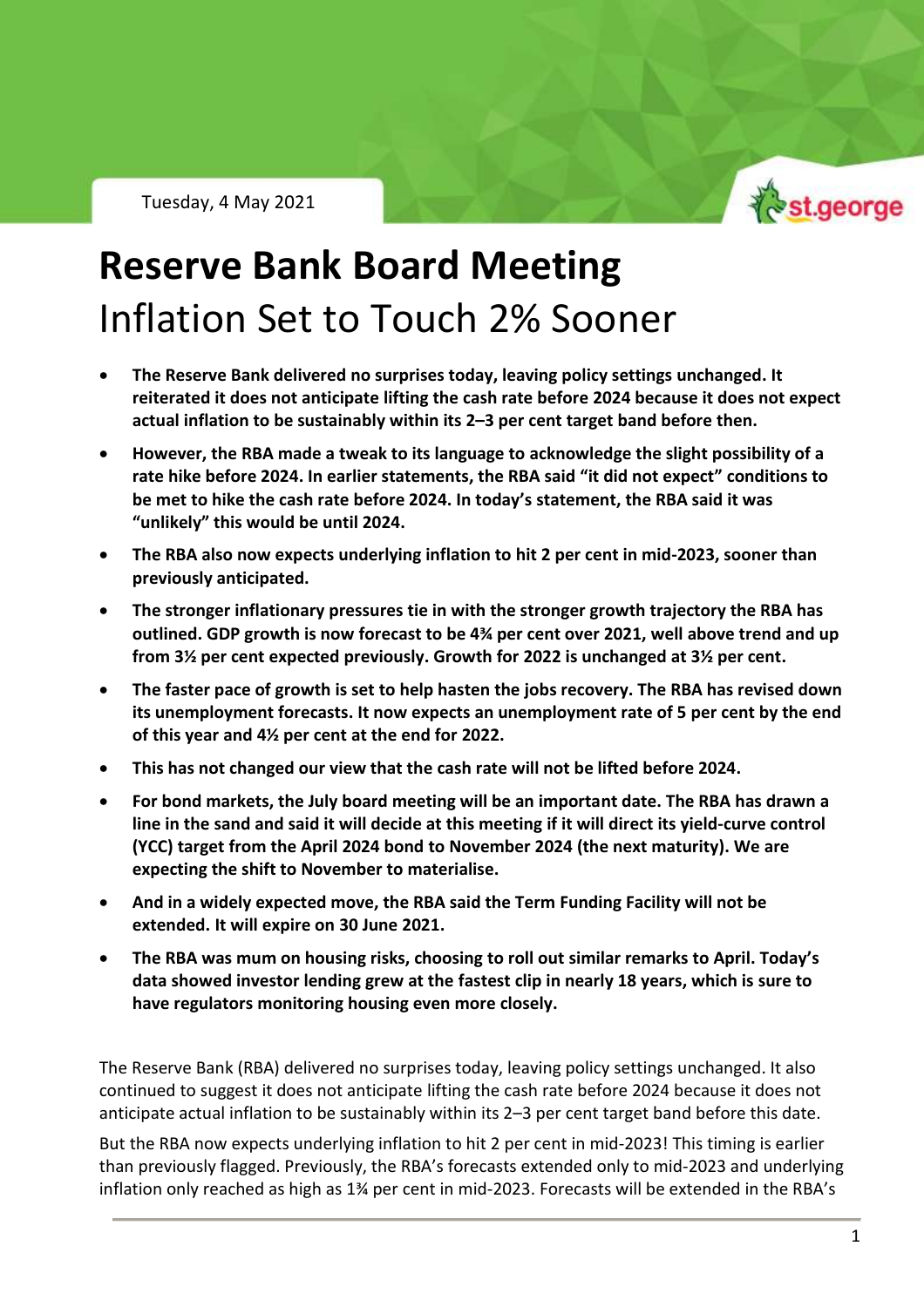Tuesday, 4 May 2021

# Reserve Bank Board Meeting

## Inflation Set to Touch 2% Sooner

- **The Reserve Bank delivered no surprises today, leaving policy settings unchanged. It reiterated it does not anticipate lifting the cash rate before 2024 because it does not expect actual inflation to be sustainably within its 2–3 per cent target band before then.**
- **However, the RBA made a tweak to its language to acknowledge the slight possibility of a rate hike before 2024. In earlier statements, the RBA said "it did not expect" conditions to be met to hike the cash rate before 2024. In today's statement, the RBA said it was "unlikely" this would be until 2024.**
- **The RBA also now expects underlying inflation to hit 2 per cent in mid-2023, sooner than previously anticipated.**
- **The stronger inflationary pressures tie in with the stronger growth trajectory the RBA has outlined. GDP growth is now forecast to be 4¾ per cent over 2021, well above trend and up from 3½ per cent expected previously. Growth for 2022 is unchanged at 3½ per cent.**
- **The faster pace of growth is set to help hasten the jobs recovery. The RBA has revised down its unemployment forecasts. It now expects an unemployment rate of 5 per cent by the end of this year and 4½ per cent at the end for 2022.**
- **This has not changed our view that the cash rate will not be lifted before 2024.**
- **For bond markets, the July board meeting will be an important date. The RBA has drawn a line in the sand and said it will decide at this meeting if it will direct its yield-curve control (YCC) target from the April 2024 bond to November 2024 (the next maturity). We are expecting the shift to November to materialise.**
- **And in a widely expected move, the RBA said the Term Funding Facility will not be extended. It will expire on 30 June 2021.**
- **The RBA was mum on housing risks, choosing to roll out similar remarks to April. Today's data showed investor lending grew at the fastest clip in nearly 18 years, which is sure to have regulators monitoring housing even more closely.**

The Reserve Bank (RBA) delivered no surprises today, leaving policy settings unchanged. It also continued to suggest it does not anticipate lifting the cash rate before 2024 because it does not anticipate actual inflation to be sustainably within its 2–3 per cent target band before this date.

But the RBA now expects underlying inflation to hit 2 per cent in mid-2023! This timing is earlier than previously flagged. Previously, the RBA's forecasts extended only to mid-2023 and underlying inflation only reached as high as 1¾ per cent in mid-2023. Forecasts will be extended in the RBA's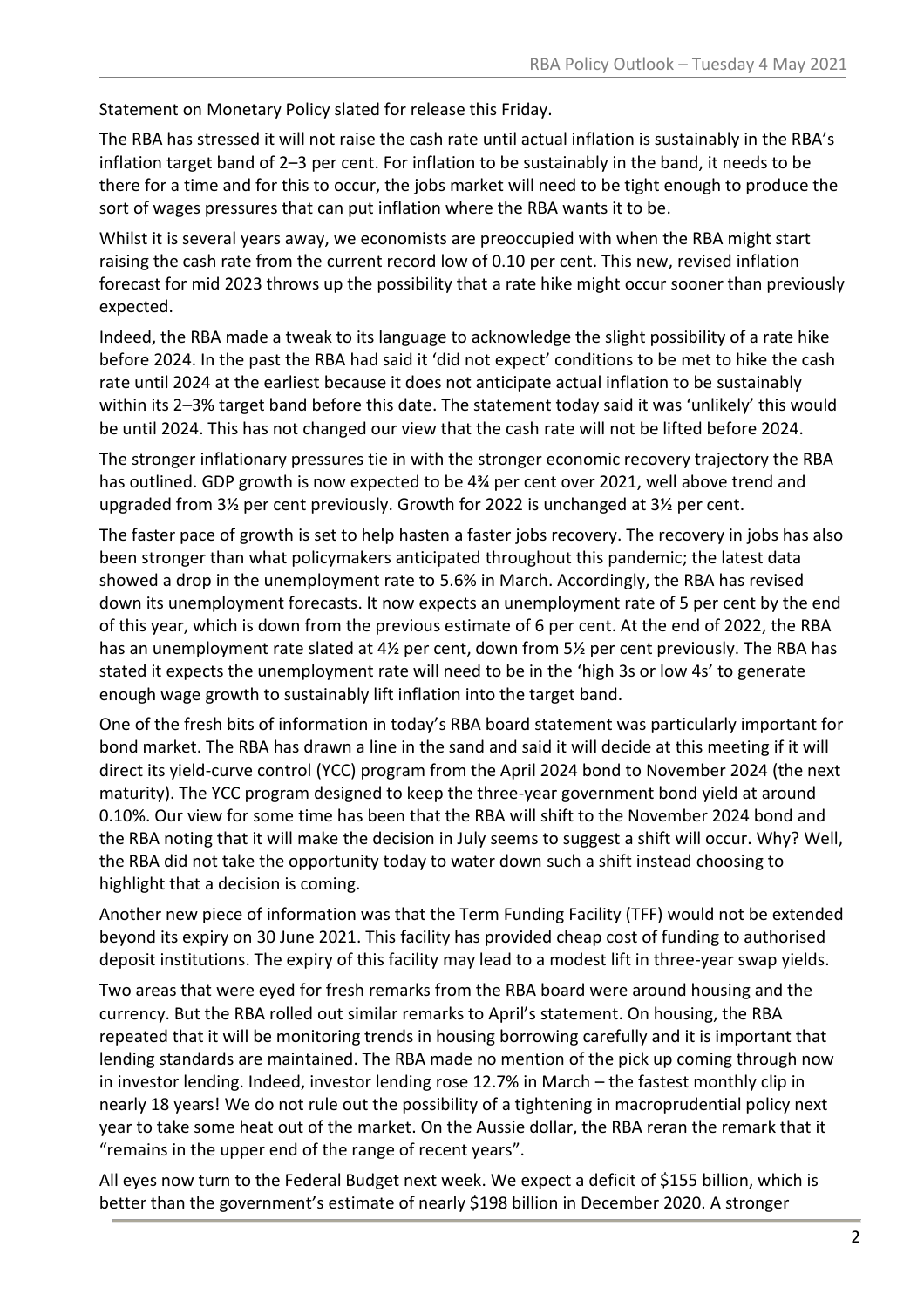Statement on Monetary Policy slated for release this Friday.

The RBA has stressed it will not raise the cash rate until actual inflation is sustainably in the RBA's inflation target band of 2–3 per cent. For inflation to be sustainably in the band, it needs to be there for a time and for this to occur, the jobs market will need to be tight enough to produce the sort of wages pressures that can put inflation where the RBA wants it to be.

Whilst it is several years away, we economists are preoccupied with when the RBA might start raising the cash rate from the current record low of 0.10 per cent. This new, revised inflation forecast for mid 2023 throws up the possibility that a rate hike might occur sooner than previously expected.

Indeed, the RBA made a tweak to its language to acknowledge the slight possibility of a rate hike before 2024. In the past the RBA had said it 'did not expect' conditions to be met to hike the cash rate until 2024 at the earliest because it does not anticipate actual inflation to be sustainably within its 2–3% target band before this date. The statement today said it was 'unlikely' this would be until 2024. This has not changed our view that the cash rate will not be lifted before 2024.

The stronger inflationary pressures tie in with the stronger economic recovery trajectory the RBA has outlined. GDP growth is now expected to be 4¾ per cent over 2021, well above trend and upgraded from 3½ per cent previously. Growth for 2022 is unchanged at 3½ per cent.

The faster pace of growth is set to help hasten a faster jobs recovery. The recovery in jobs has also been stronger than what policymakers anticipated throughout this pandemic; the latest data showed a drop in the unemployment rate to 5.6% in March. Accordingly, the RBA has revised down its unemployment forecasts. It now expects an unemployment rate of 5 per cent by the end of this year, which is down from the previous estimate of 6 per cent. At the end of 2022, the RBA has an unemployment rate slated at 4½ per cent, down from 5½ per cent previously. The RBA has stated it expects the unemployment rate will need to be in the 'high 3s or low 4s' to generate enough wage growth to sustainably lift inflation into the target band.

One of the fresh bits of information in today's RBA board statement was particularly important for bond market. The RBA has drawn a line in the sand and said it will decide at this meeting if it will direct its yield-curve control (YCC) program from the April 2024 bond to November 2024 (the next maturity). The YCC program designed to keep the three-year government bond yield at around 0.10%. Our view for some time has been that the RBA will shift to the November 2024 bond and the RBA noting that it will make the decision in July seems to suggest a shift will occur. Why? Well, the RBA did not take the opportunity today to water down such a shift instead choosing to highlight that a decision is coming.

Another new piece of information was that the Term Funding Facility (TFF) would not be extended beyond its expiry on 30 June 2021. This facility has provided cheap cost of funding to authorised deposit institutions. The expiry of this facility may lead to a modest lift in three-year swap yields.

Two areas that were eyed for fresh remarks from the RBA board were around housing and the currency. But the RBA rolled out similar remarks to April's statement. On housing, the RBA repeated that it will be monitoring trends in housing borrowing carefully and it is important that lending standards are maintained. The RBA made no mention of the pick up coming through now in investor lending. Indeed, investor lending rose 12.7% in March – the fastest monthly clip in nearly 18 years! We do not rule out the possibility of a tightening in macroprudential policy next year to take some heat out of the market. On the Aussie dollar, the RBA reran the remark that it "remains in the upper end of the range of recent years".

All eyes now turn to the Federal Budget next week. We expect a deficit of $155 billion, which is better than the government's estimate of nearly $198 billion in December 2020. A stronger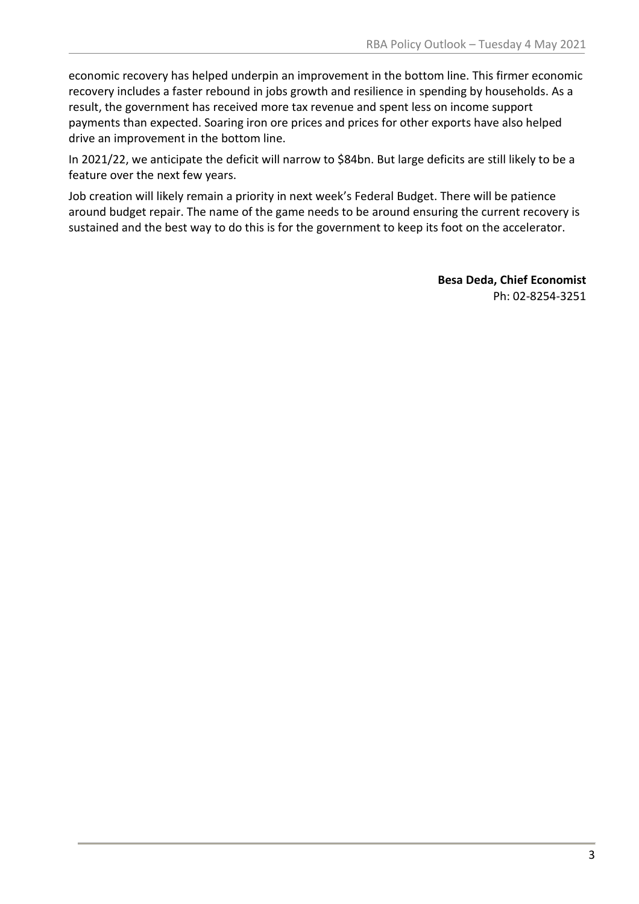economic recovery has helped underpin an improvement in the bottom line. This firmer economic recovery includes a faster rebound in jobs growth and resilience in spending by households. As a result, the government has received more tax revenue and spent less on income support payments than expected. Soaring iron ore prices and prices for other exports have also helped drive an improvement in the bottom line.

In 2021/22, we anticipate the deficit will narrow to $84bn. But large deficits are still likely to be a feature over the next few years.

Job creation will likely remain a priority in next week's Federal Budget. There will be patience around budget repair. The name of the game needs to be around ensuring the current recovery is sustained and the best way to do this is for the government to keep its foot on the accelerator.

**Besa Deda, Chief Economist**
Ph: 02-8254-3251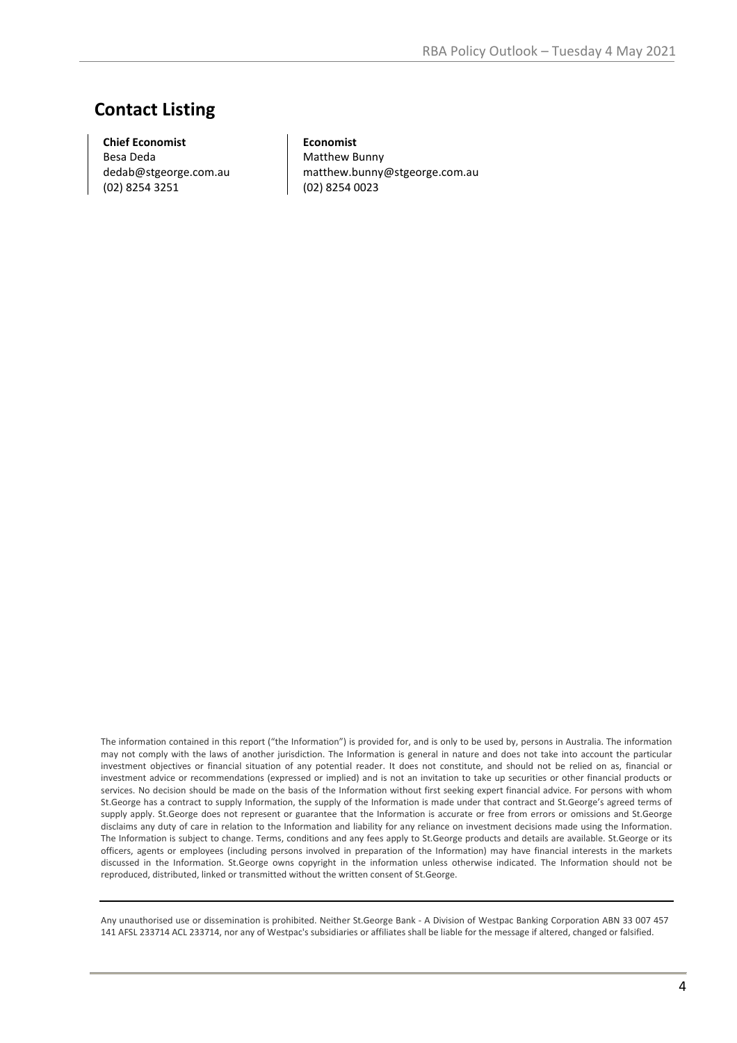## Contact Listing

**Chief Economist**
Besa Deda
dedab@stgeorge.com.au
(02) 8254 3251

**Economist**
Matthew Bunny
matthew.bunny@stgeorge.com.au
(02) 8254 0023

The information contained in this report ("the Information") is provided for, and is only to be used by, persons in Australia. The information may not comply with the laws of another jurisdiction. The Information is general in nature and does not take into account the particular investment objectives or financial situation of any potential reader. It does not constitute, and should not be relied on as, financial or investment advice or recommendations (expressed or implied) and is not an invitation to take up securities or other financial products or services. No decision should be made on the basis of the Information without first seeking expert financial advice. For persons with whom St.George has a contract to supply Information, the supply of the Information is made under that contract and St.George's agreed terms of supply apply. St.George does not represent or guarantee that the Information is accurate or free from errors or omissions and St.George disclaims any duty of care in relation to the Information and liability for any reliance on investment decisions made using the Information. The Information is subject to change. Terms, conditions and any fees apply to St.George products and details are available. St.George or its officers, agents or employees (including persons involved in preparation of the Information) may have financial interests in the markets discussed in the Information. St.George owns copyright in the information unless otherwise indicated. The Information should not be reproduced, distributed, linked or transmitted without the written consent of St.George.

Any unauthorised use or dissemination is prohibited. Neither St.George Bank - A Division of Westpac Banking Corporation ABN 33 007 457 141 AFSL 233714 ACL 233714, nor any of Westpac's subsidiaries or affiliates shall be liable for the message if altered, changed or falsified.